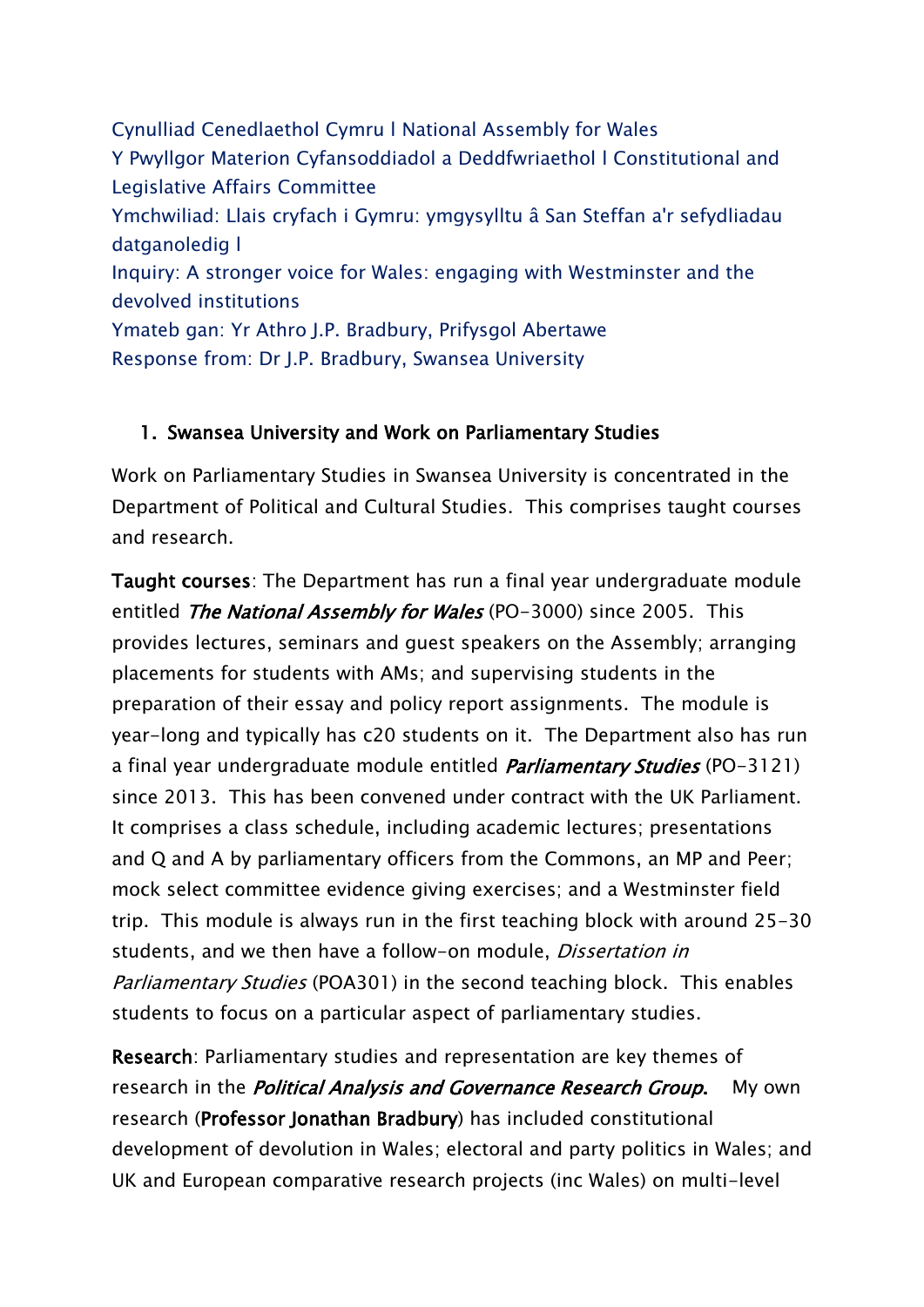Cynulliad Cenedlaethol Cymru l National Assembly for Wales
Y Pwyllgor Materion Cyfansoddiadol a Deddfwriaethol l Constitutional and Legislative Affairs Committee
Ymchwiliad: Llais cryfach i Gymru: ymgysylltu â San Steffan a'r sefydliadau datganoledig l
Inquiry: A stronger voice for Wales: engaging with Westminster and the devolved institutions
Ymateb gan: Yr Athro J.P. Bradbury, Prifysgol Abertawe
Response from: Dr J.P. Bradbury, Swansea University

## 1. Swansea University and Work on Parliamentary Studies

Work on Parliamentary Studies in Swansea University is concentrated in the Department of Political and Cultural Studies. This comprises taught courses and research.

**Taught courses**: The Department has run a final year undergraduate module entitled ***The National Assembly for Wales*** (PO-3000) since 2005. This provides lectures, seminars and guest speakers on the Assembly; arranging placements for students with AMs; and supervising students in the preparation of their essay and policy report assignments. The module is year-long and typically has c20 students on it. The Department also has run a final year undergraduate module entitled ***Parliamentary Studies*** (PO-3121) since 2013. This has been convened under contract with the UK Parliament. It comprises a class schedule, including academic lectures; presentations and Q and A by parliamentary officers from the Commons, an MP and Peer; mock select committee evidence giving exercises; and a Westminster field trip. This module is always run in the first teaching block with around 25-30 students, and we then have a follow-on module, *Dissertation in Parliamentary Studies* (POA301) in the second teaching block. This enables students to focus on a particular aspect of parliamentary studies.

**Research**: Parliamentary studies and representation are key themes of research in the ***Political Analysis and Governance Research Group.*** My own research (**Professor Jonathan Bradbury**) has included constitutional development of devolution in Wales; electoral and party politics in Wales; and UK and European comparative research projects (inc Wales) on multi-level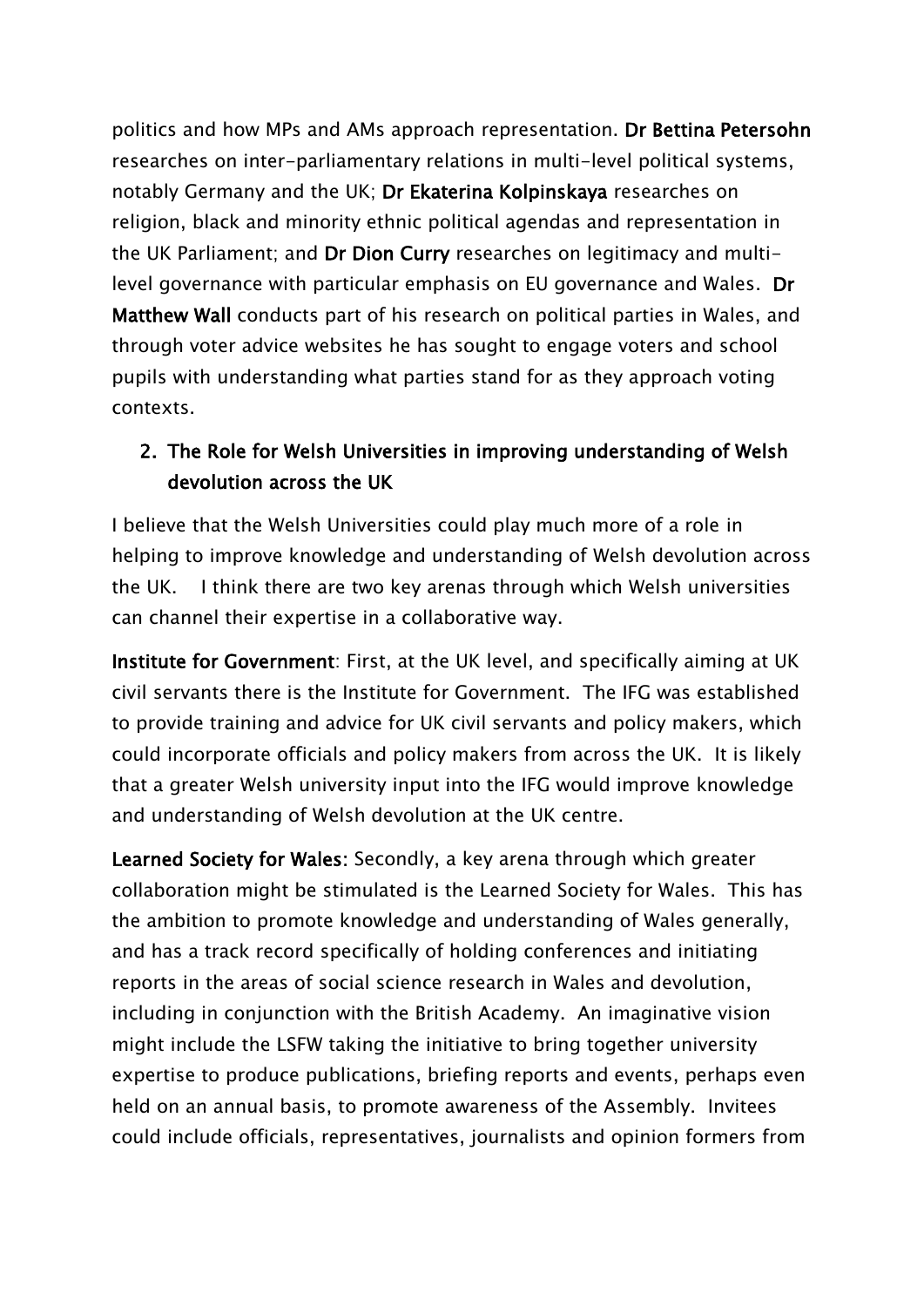politics and how MPs and AMs approach representation. **Dr Bettina Petersohn** researches on inter-parliamentary relations in multi-level political systems, notably Germany and the UK; **Dr Ekaterina Kolpinskaya** researches on religion, black and minority ethnic political agendas and representation in the UK Parliament; and **Dr Dion Curry** researches on legitimacy and multi-level governance with particular emphasis on EU governance and Wales. **Dr Matthew Wall** conducts part of his research on political parties in Wales, and through voter advice websites he has sought to engage voters and school pupils with understanding what parties stand for as they approach voting contexts.

## 2. The Role for Welsh Universities in improving understanding of Welsh devolution across the UK

I believe that the Welsh Universities could play much more of a role in helping to improve knowledge and understanding of Welsh devolution across the UK. I think there are two key arenas through which Welsh universities can channel their expertise in a collaborative way.

**Institute for Government**: First, at the UK level, and specifically aiming at UK civil servants there is the Institute for Government. The IFG was established to provide training and advice for UK civil servants and policy makers, which could incorporate officials and policy makers from across the UK. It is likely that a greater Welsh university input into the IFG would improve knowledge and understanding of Welsh devolution at the UK centre.

**Learned Society for Wales:** Secondly, a key arena through which greater collaboration might be stimulated is the Learned Society for Wales. This has the ambition to promote knowledge and understanding of Wales generally, and has a track record specifically of holding conferences and initiating reports in the areas of social science research in Wales and devolution, including in conjunction with the British Academy. An imaginative vision might include the LSFW taking the initiative to bring together university expertise to produce publications, briefing reports and events, perhaps even held on an annual basis, to promote awareness of the Assembly. Invitees could include officials, representatives, journalists and opinion formers from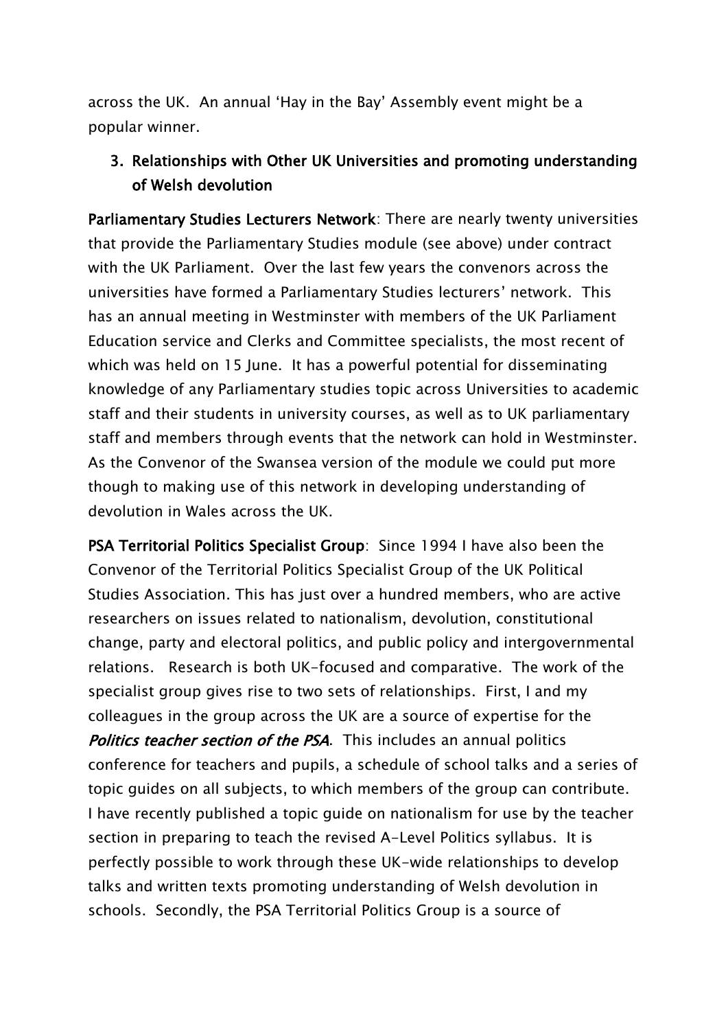across the UK. An annual 'Hay in the Bay' Assembly event might be a popular winner.

## 3. Relationships with Other UK Universities and promoting understanding of Welsh devolution

**Parliamentary Studies Lecturers Network**: There are nearly twenty universities that provide the Parliamentary Studies module (see above) under contract with the UK Parliament. Over the last few years the convenors across the universities have formed a Parliamentary Studies lecturers' network. This has an annual meeting in Westminster with members of the UK Parliament Education service and Clerks and Committee specialists, the most recent of which was held on 15 June. It has a powerful potential for disseminating knowledge of any Parliamentary studies topic across Universities to academic staff and their students in university courses, as well as to UK parliamentary staff and members through events that the network can hold in Westminster. As the Convenor of the Swansea version of the module we could put more though to making use of this network in developing understanding of devolution in Wales across the UK.

**PSA Territorial Politics Specialist Group**: Since 1994 I have also been the Convenor of the Territorial Politics Specialist Group of the UK Political Studies Association. This has just over a hundred members, who are active researchers on issues related to nationalism, devolution, constitutional change, party and electoral politics, and public policy and intergovernmental relations. Research is both UK-focused and comparative. The work of the specialist group gives rise to two sets of relationships. First, I and my colleagues in the group across the UK are a source of expertise for the ***Politics teacher section of the PSA***. This includes an annual politics conference for teachers and pupils, a schedule of school talks and a series of topic guides on all subjects, to which members of the group can contribute. I have recently published a topic guide on nationalism for use by the teacher section in preparing to teach the revised A-Level Politics syllabus. It is perfectly possible to work through these UK-wide relationships to develop talks and written texts promoting understanding of Welsh devolution in schools. Secondly, the PSA Territorial Politics Group is a source of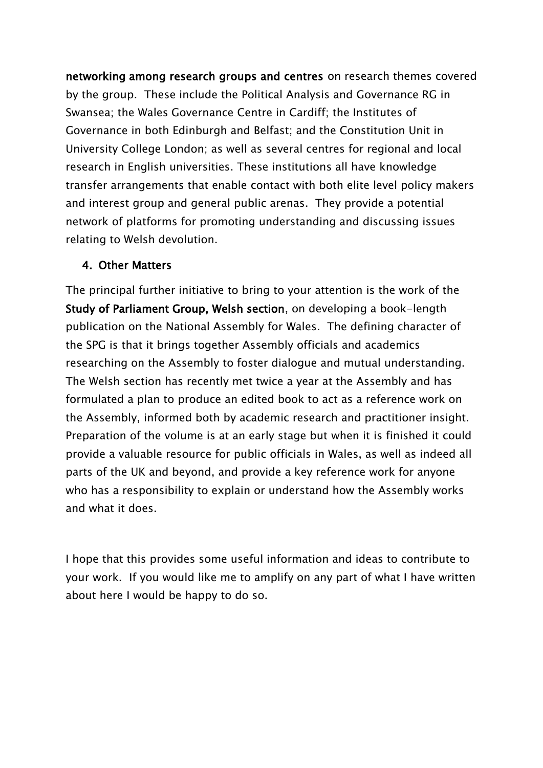**networking among research groups and centres** on research themes covered by the group. These include the Political Analysis and Governance RG in Swansea; the Wales Governance Centre in Cardiff; the Institutes of Governance in both Edinburgh and Belfast; and the Constitution Unit in University College London; as well as several centres for regional and local research in English universities. These institutions all have knowledge transfer arrangements that enable contact with both elite level policy makers and interest group and general public arenas. They provide a potential network of platforms for promoting understanding and discussing issues relating to Welsh devolution.

## 4. Other Matters

The principal further initiative to bring to your attention is the work of the **Study of Parliament Group, Welsh section**, on developing a book-length publication on the National Assembly for Wales. The defining character of the SPG is that it brings together Assembly officials and academics researching on the Assembly to foster dialogue and mutual understanding. The Welsh section has recently met twice a year at the Assembly and has formulated a plan to produce an edited book to act as a reference work on the Assembly, informed both by academic research and practitioner insight. Preparation of the volume is at an early stage but when it is finished it could provide a valuable resource for public officials in Wales, as well as indeed all parts of the UK and beyond, and provide a key reference work for anyone who has a responsibility to explain or understand how the Assembly works and what it does.

I hope that this provides some useful information and ideas to contribute to your work. If you would like me to amplify on any part of what I have written about here I would be happy to do so.